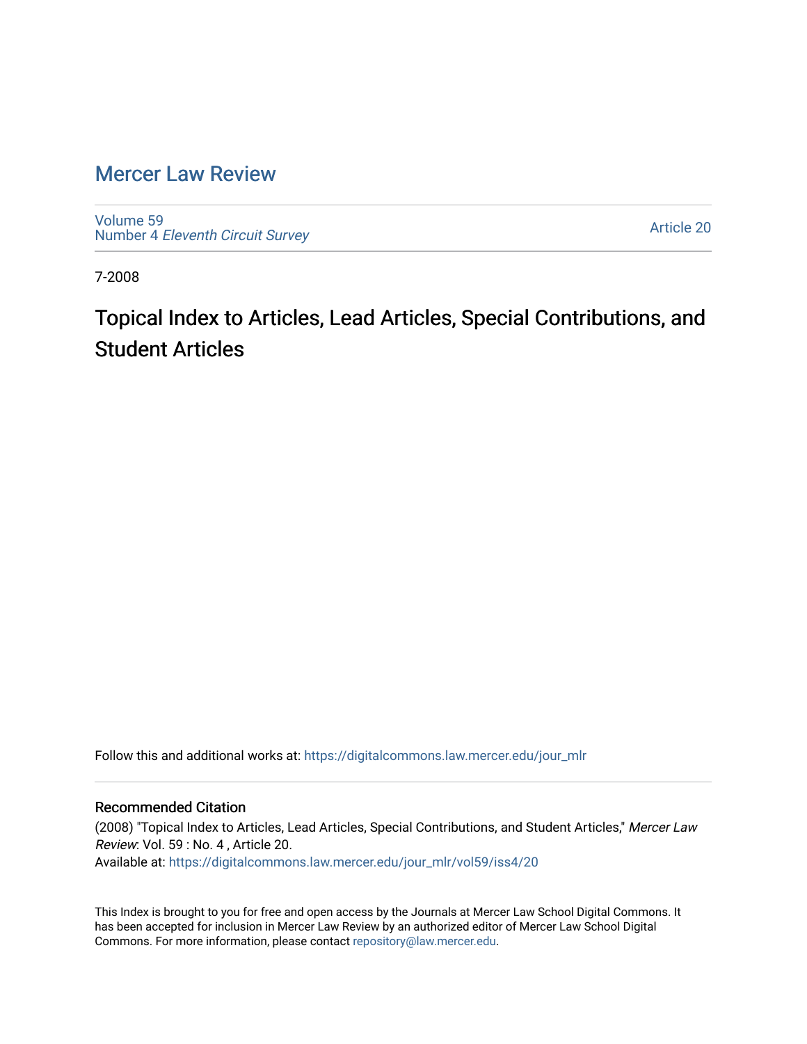# Mercer Law Review

Volume 59
Number 4 *Eleventh Circuit Survey*

Article 20

7-2008

## Topical Index to Articles, Lead Articles, Special Contributions, and Student Articles

Follow this and additional works at: https://digitalcommons.law.mercer.edu/jour_mlr

### Recommended Citation

(2008) "Topical Index to Articles, Lead Articles, Special Contributions, and Student Articles," *Mercer Law Review*: Vol. 59 : No. 4 , Article 20.
Available at: https://digitalcommons.law.mercer.edu/jour_mlr/vol59/iss4/20

This Index is brought to you for free and open access by the Journals at Mercer Law School Digital Commons. It has been accepted for inclusion in Mercer Law Review by an authorized editor of Mercer Law School Digital Commons. For more information, please contact repository@law.mercer.edu.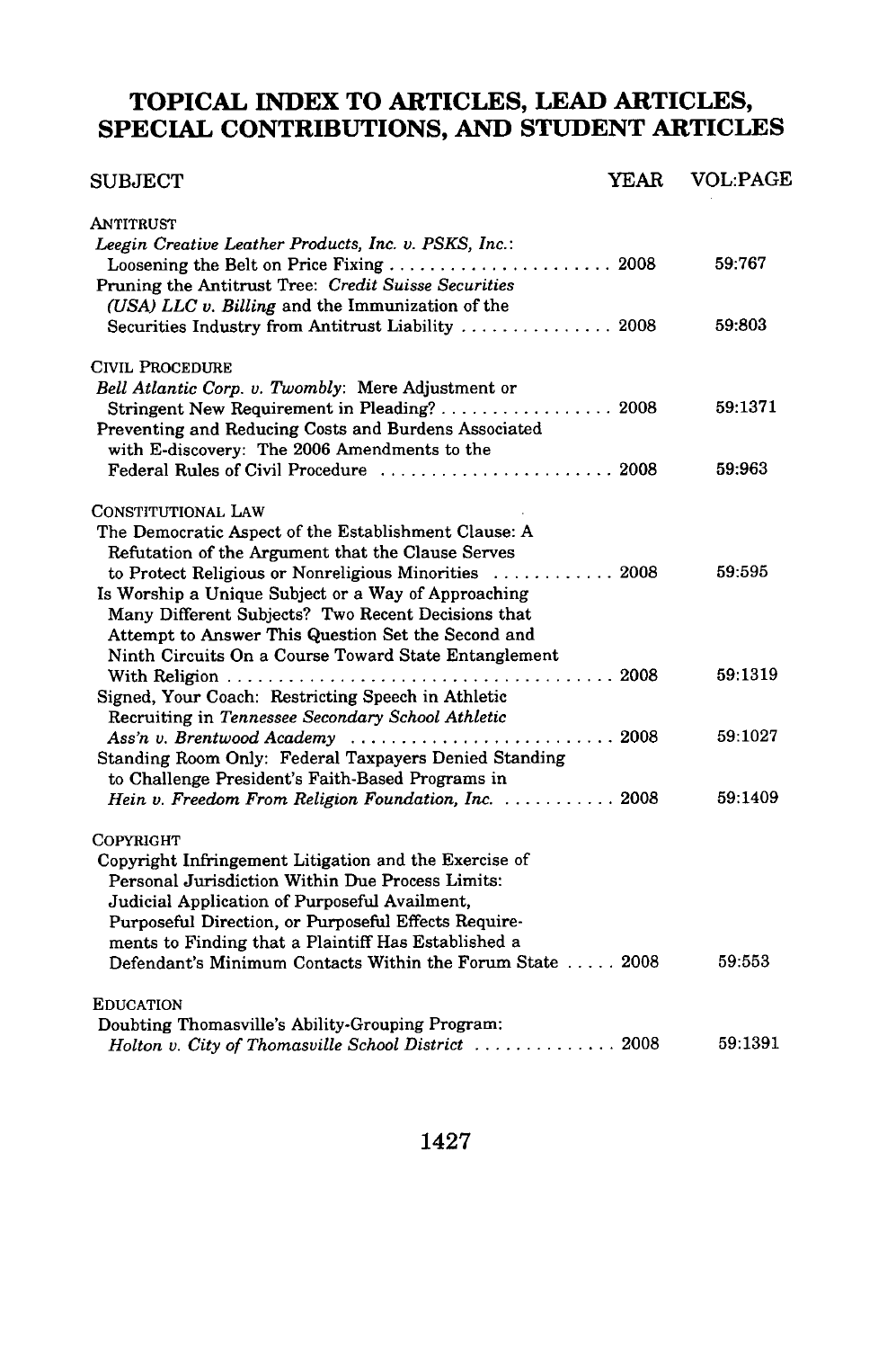## TOPICAL INDEX TO ARTICLES, LEAD ARTICLES, SPECIAL CONTRIBUTIONS, AND STUDENT ARTICLES

| SUBJECT | YEAR | VOL:PAGE |
|---|---|---|
| ANTITRUST | | |
| *Leegin Creative Leather Products, Inc. v. PSKS, Inc.*: Loosening the Belt on Price Fixing | 2008 | 59:767 |
| Pruning the Antitrust Tree: *Credit Suisse Securities (USA) LLC v. Billing* and the Immunization of the Securities Industry from Antitrust Liability | 2008 | 59:803 |
| CIVIL PROCEDURE | | |
| *Bell Atlantic Corp. v. Twombly*: Mere Adjustment or Stringent New Requirement in Pleading? | 2008 | 59:1371 |
| Preventing and Reducing Costs and Burdens Associated with E-discovery: The 2006 Amendments to the Federal Rules of Civil Procedure | 2008 | 59:963 |
| CONSTITUTIONAL LAW | | |
| The Democratic Aspect of the Establishment Clause: A Refutation of the Argument that the Clause Serves to Protect Religious or Nonreligious Minorities | 2008 | 59:595 |
| Is Worship a Unique Subject or a Way of Approaching Many Different Subjects? Two Recent Decisions that Attempt to Answer This Question Set the Second and Ninth Circuits On a Course Toward State Entanglement With Religion | 2008 | 59:1319 |
| Signed, Your Coach: Restricting Speech in Athletic Recruiting in *Tennessee Secondary School Athletic Ass'n v. Brentwood Academy* | 2008 | 59:1027 |
| Standing Room Only: Federal Taxpayers Denied Standing to Challenge President's Faith-Based Programs in *Hein v. Freedom From Religion Foundation, Inc.* | 2008 | 59:1409 |
| COPYRIGHT | | |
| Copyright Infringement Litigation and the Exercise of Personal Jurisdiction Within Due Process Limits: Judicial Application of Purposeful Availment, Purposeful Direction, or Purposeful Effects Requirements to Finding that a Plaintiff Has Established a Defendant's Minimum Contacts Within the Forum State | 2008 | 59:553 |
| EDUCATION | | |
| Doubting Thomasville's Ability-Grouping Program: *Holton v. City of Thomasville School District* | 2008 | 59:1391 |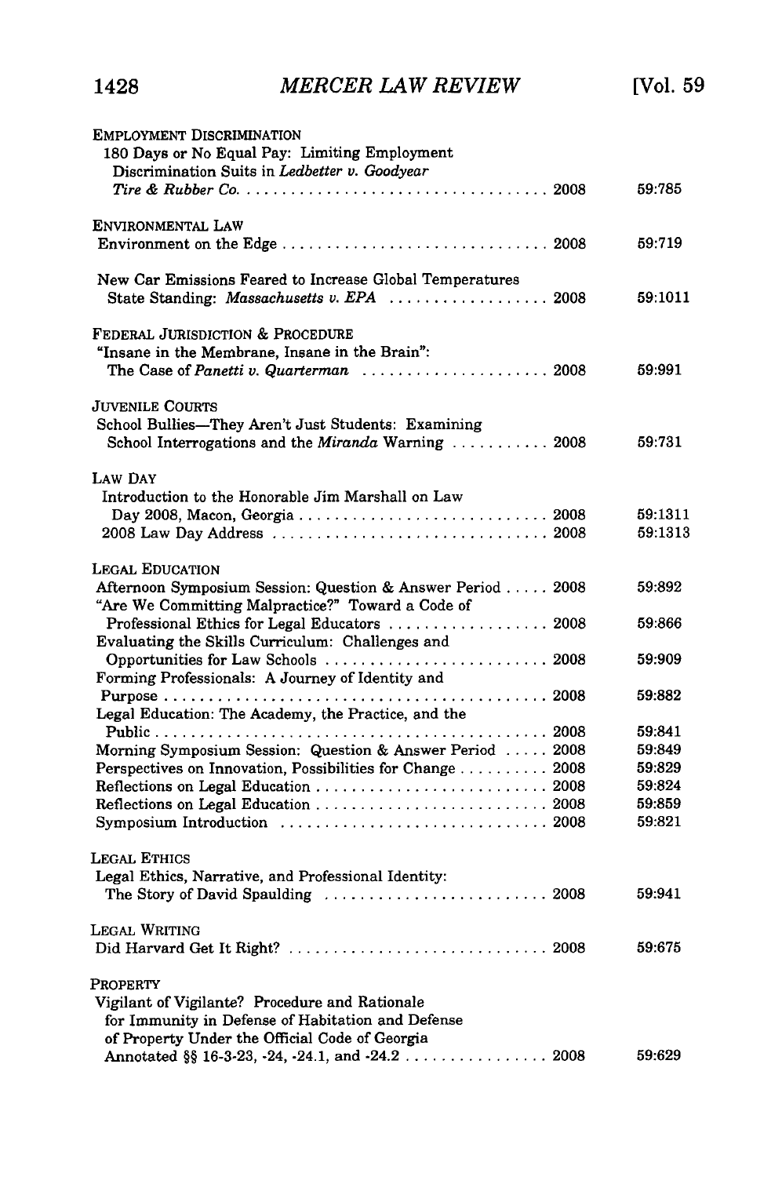EMPLOYMENT DISCRIMINATION

180 Days or No Equal Pay: Limiting Employment Discrimination Suits in *Ledbetter v. Goodyear Tire & Rubber Co.* . . . . . . . . . . . . . . . . . . . . . . . . . . . . . . . . . . . 2008 — 59:785

ENVIRONMENTAL LAW

Environment on the Edge . . . . . . . . . . . . . . . . . . . . . . . . . . . . . . 2008 — 59:719

New Car Emissions Feared to Increase Global Temperatures State Standing: *Massachusetts v. EPA* . . . . . . . . . . . . . . . . . . 2008 — 59:1011

FEDERAL JURISDICTION & PROCEDURE

"Insane in the Membrane, Insane in the Brain": The Case of *Panetti v. Quarterman* . . . . . . . . . . . . . . . . . . . . . 2008 — 59:991

JUVENILE COURTS

School Bullies—They Aren't Just Students: Examining School Interrogations and the *Miranda* Warning . . . . . . . . . . . 2008 — 59:731

LAW DAY

Introduction to the Honorable Jim Marshall on Law Day 2008, Macon, Georgia . . . . . . . . . . . . . . . . . . . . . . . . . . . . 2008 — 59:1311

2008 Law Day Address . . . . . . . . . . . . . . . . . . . . . . . . . . . . . . . 2008 — 59:1313

LEGAL EDUCATION

Afternoon Symposium Session: Question & Answer Period . . . . . 2008 — 59:892

"Are We Committing Malpractice?" Toward a Code of Professional Ethics for Legal Educators . . . . . . . . . . . . . . . . . . 2008 — 59:866

Evaluating the Skills Curriculum: Challenges and Opportunities for Law Schools . . . . . . . . . . . . . . . . . . . . . . . . . 2008 — 59:909

Forming Professionals: A Journey of Identity and Purpose . . . . . . . . . . . . . . . . . . . . . . . . . . . . . . . . . . . . . . . . . . . 2008 — 59:882

Legal Education: The Academy, the Practice, and the Public . . . . . . . . . . . . . . . . . . . . . . . . . . . . . . . . . . . . . . . . . . . 2008 — 59:841

Morning Symposium Session: Question & Answer Period . . . . . 2008 — 59:849

Perspectives on Innovation, Possibilities for Change . . . . . . . . . . 2008 — 59:829

Reflections on Legal Education . . . . . . . . . . . . . . . . . . . . . . . . . . 2008 — 59:824

Reflections on Legal Education . . . . . . . . . . . . . . . . . . . . . . . . . . 2008 — 59:859

Symposium Introduction . . . . . . . . . . . . . . . . . . . . . . . . . . . . . . 2008 — 59:821

LEGAL ETHICS

Legal Ethics, Narrative, and Professional Identity: The Story of David Spaulding . . . . . . . . . . . . . . . . . . . . . . . . . 2008 — 59:941

LEGAL WRITING

Did Harvard Get It Right? . . . . . . . . . . . . . . . . . . . . . . . . . . . . . 2008 — 59:675

PROPERTY

Vigilant of Vigilante? Procedure and Rationale for Immunity in Defense of Habitation and Defense of Property Under the Official Code of Georgia Annotated §§ 16-3-23, -24, -24.1, and -24.2 . . . . . . . . . . . . . . . . 2008 — 59:629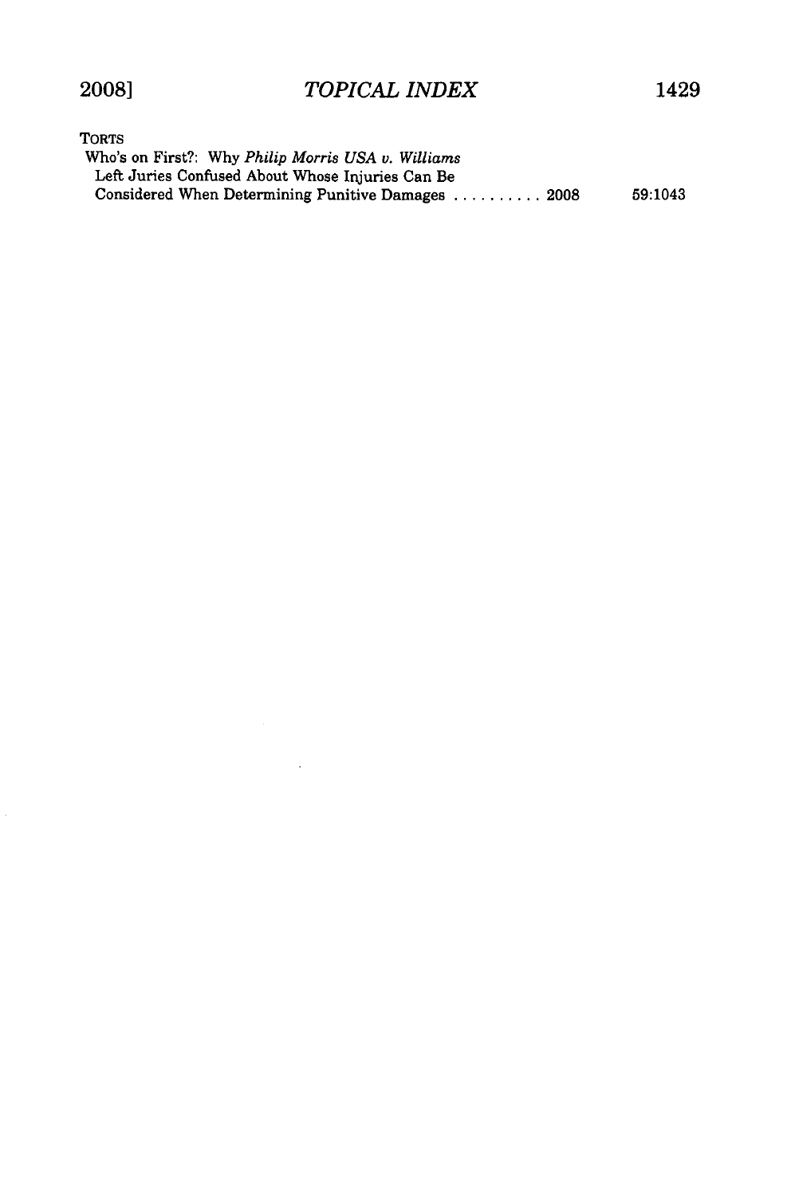TORTS

Who's on First?: Why *Philip Morris USA v. Williams* Left Juries Confused About Whose Injuries Can Be Considered When Determining Punitive Damages .......... 2008 59:1043